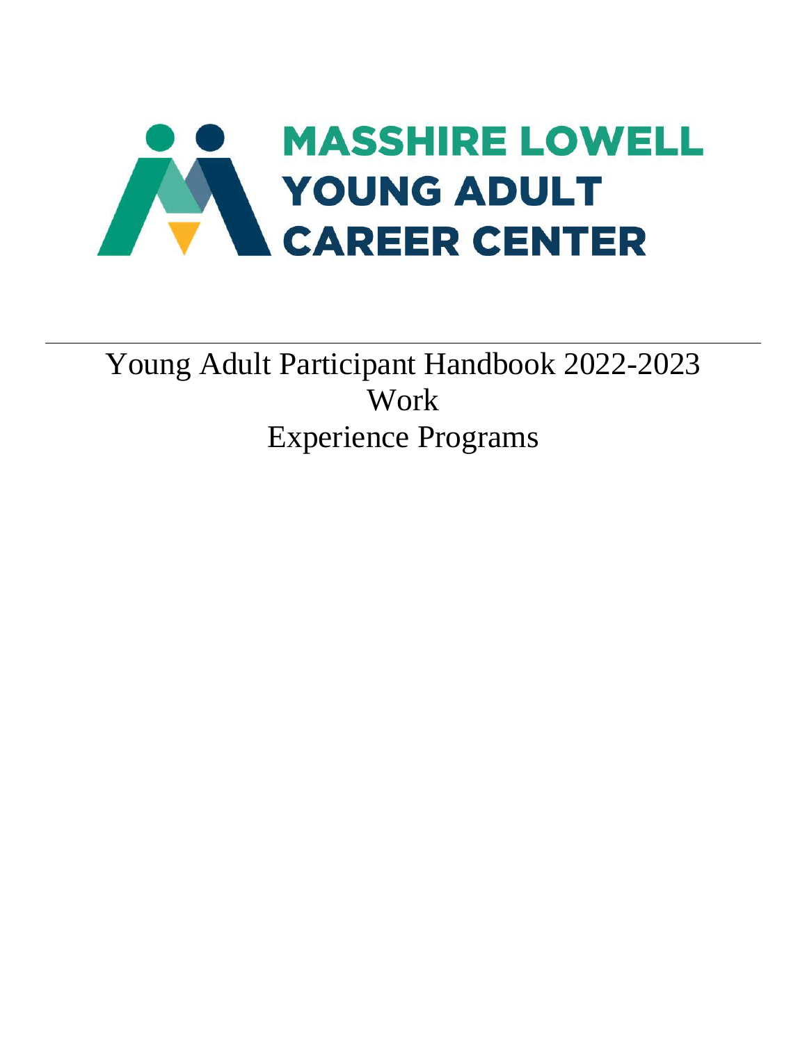# MASSHIRE LOWELL YOUNG ADULT CAREER CENTER

---

Young Adult Participant Handbook 2022-2023
Work
Experience Programs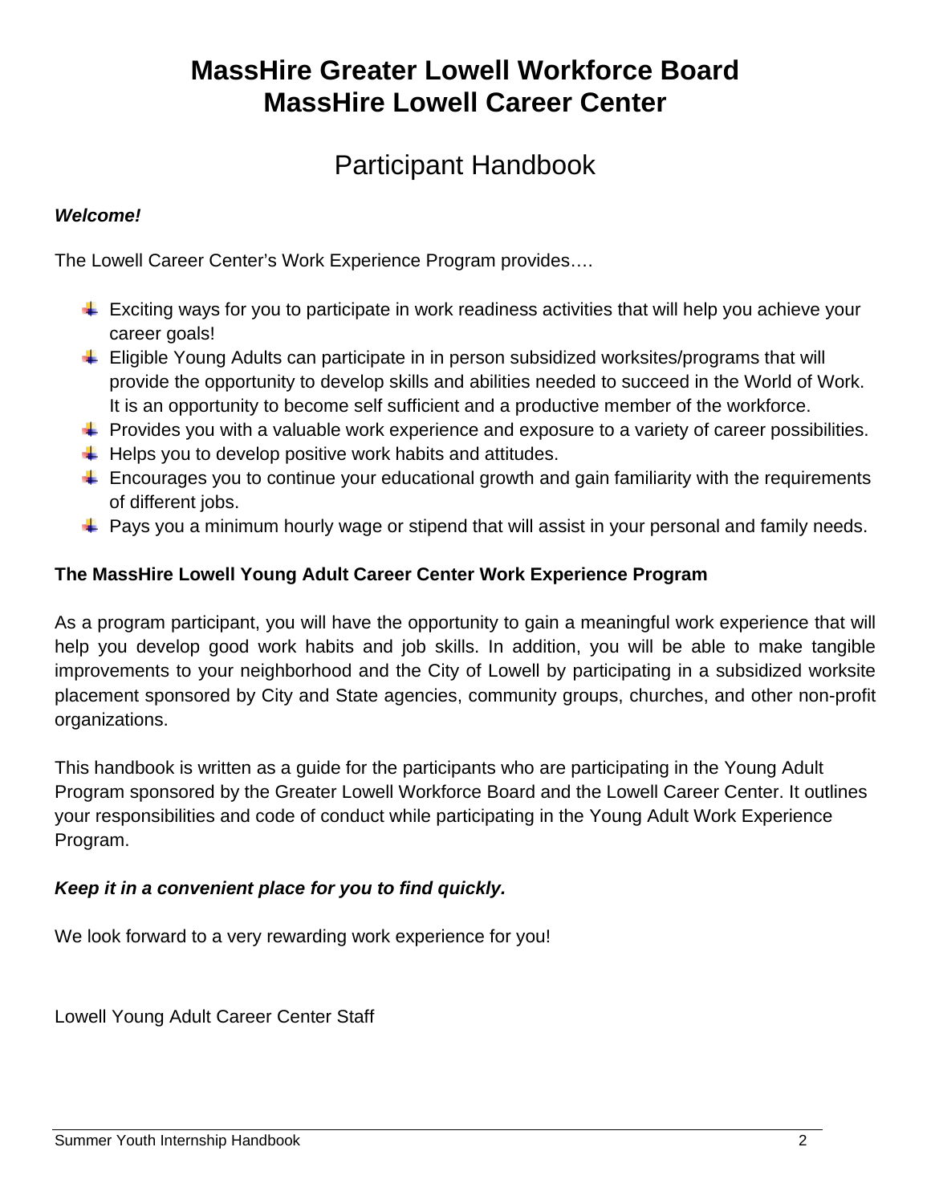# MassHire Greater Lowell Workforce Board
# MassHire Lowell Career Center

## Participant Handbook

***Welcome!***

The Lowell Career Center's Work Experience Program provides….

- Exciting ways for you to participate in work readiness activities that will help you achieve your career goals!
- Eligible Young Adults can participate in in person subsidized worksites/programs that will provide the opportunity to develop skills and abilities needed to succeed in the World of Work. It is an opportunity to become self sufficient and a productive member of the workforce.
- Provides you with a valuable work experience and exposure to a variety of career possibilities.
- Helps you to develop positive work habits and attitudes.
- Encourages you to continue your educational growth and gain familiarity with the requirements of different jobs.
- Pays you a minimum hourly wage or stipend that will assist in your personal and family needs.

**The MassHire Lowell Young Adult Career Center Work Experience Program**

As a program participant, you will have the opportunity to gain a meaningful work experience that will help you develop good work habits and job skills. In addition, you will be able to make tangible improvements to your neighborhood and the City of Lowell by participating in a subsidized worksite placement sponsored by City and State agencies, community groups, churches, and other non-profit organizations.

This handbook is written as a guide for the participants who are participating in the Young Adult Program sponsored by the Greater Lowell Workforce Board and the Lowell Career Center. It outlines your responsibilities and code of conduct while participating in the Young Adult Work Experience Program.

***Keep it in a convenient place for you to find quickly.***

We look forward to a very rewarding work experience for you!

Lowell Young Adult Career Center Staff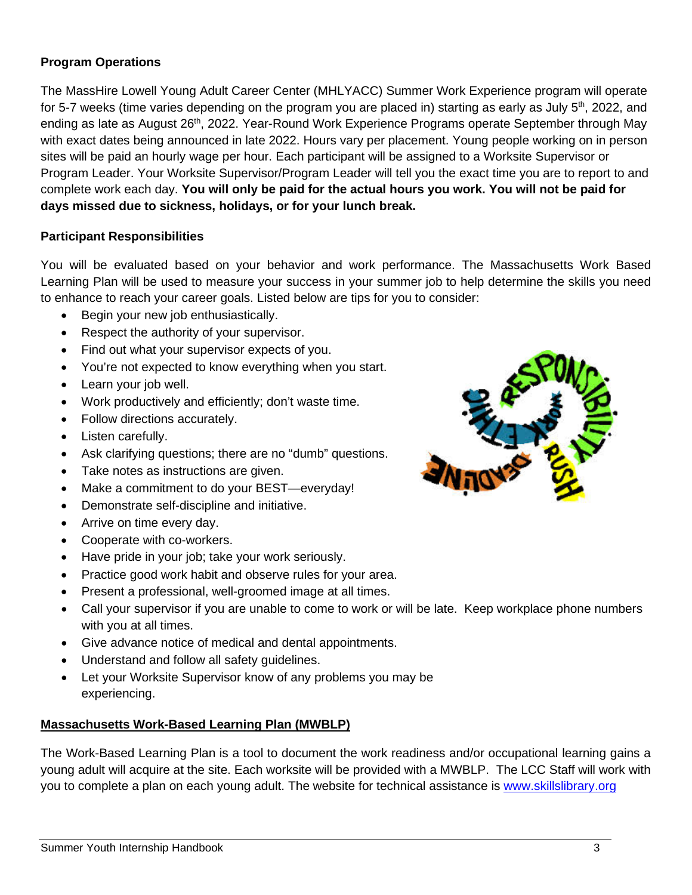**Program Operations**

The MassHire Lowell Young Adult Career Center (MHLYACC) Summer Work Experience program will operate for 5-7 weeks (time varies depending on the program you are placed in) starting as early as July 5th, 2022, and ending as late as August 26th, 2022. Year-Round Work Experience Programs operate September through May with exact dates being announced in late 2022. Hours vary per placement. Young people working on in person sites will be paid an hourly wage per hour. Each participant will be assigned to a Worksite Supervisor or Program Leader. Your Worksite Supervisor/Program Leader will tell you the exact time you are to report to and complete work each day. **You will only be paid for the actual hours you work. You will not be paid for days missed due to sickness, holidays, or for your lunch break.**

**Participant Responsibilities**

You will be evaluated based on your behavior and work performance. The Massachusetts Work Based Learning Plan will be used to measure your success in your summer job to help determine the skills you need to enhance to reach your career goals. Listed below are tips for you to consider:

- Begin your new job enthusiastically.
- Respect the authority of your supervisor.
- Find out what your supervisor expects of you.
- You're not expected to know everything when you start.
- Learn your job well.
- Work productively and efficiently; don't waste time.
- Follow directions accurately.
- Listen carefully.
- Ask clarifying questions; there are no "dumb" questions.
- Take notes as instructions are given.
- Make a commitment to do your BEST—everyday!
- Demonstrate self-discipline and initiative.
- Arrive on time every day.
- Cooperate with co-workers.
- Have pride in your job; take your work seriously.
- Practice good work habit and observe rules for your area.
- Present a professional, well-groomed image at all times.
- Call your supervisor if you are unable to come to work or will be late. Keep workplace phone numbers with you at all times.
- Give advance notice of medical and dental appointments.
- Understand and follow all safety guidelines.
- Let your Worksite Supervisor know of any problems you may be experiencing.

**Massachusetts Work-Based Learning Plan (MWBLP)**

The Work-Based Learning Plan is a tool to document the work readiness and/or occupational learning gains a young adult will acquire at the site. Each worksite will be provided with a MWBLP. The LCC Staff will work with you to complete a plan on each young adult. The website for technical assistance is [www.skillslibrary.org](http://www.skillslibrary.org)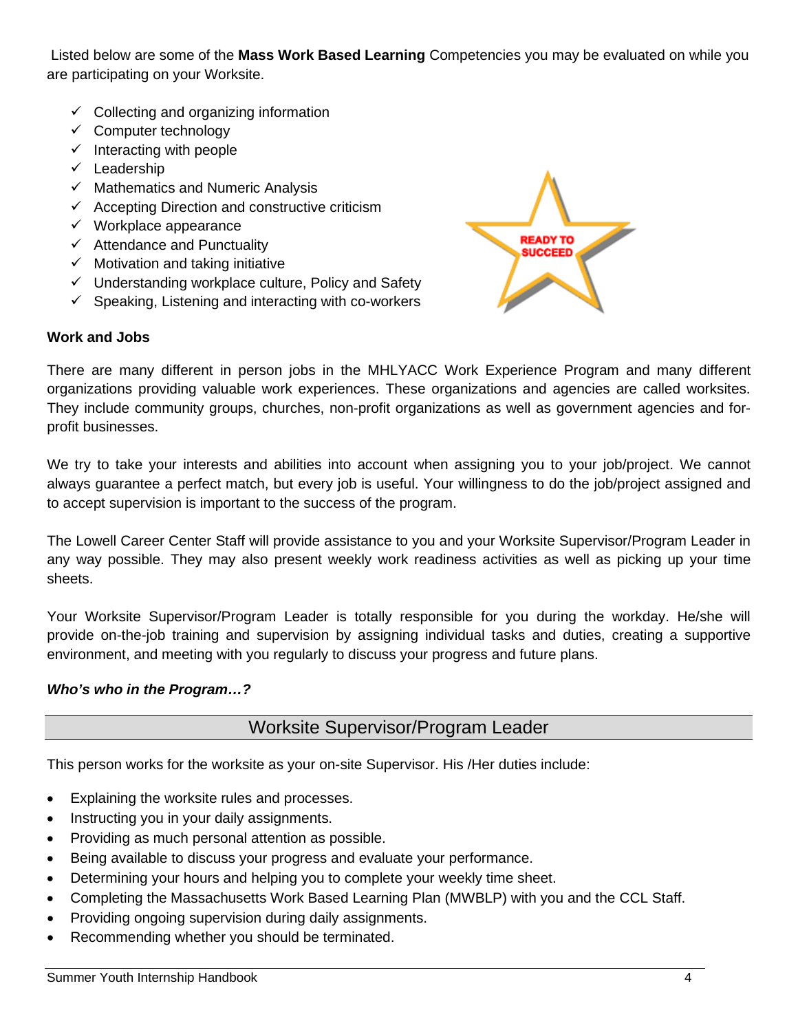Listed below are some of the **Mass Work Based Learning** Competencies you may be evaluated on while you are participating on your Worksite.

- ✓ Collecting and organizing information
- ✓ Computer technology
- ✓ Interacting with people
- ✓ Leadership
- ✓ Mathematics and Numeric Analysis
- ✓ Accepting Direction and constructive criticism
- ✓ Workplace appearance
- ✓ Attendance and Punctuality
- ✓ Motivation and taking initiative
- ✓ Understanding workplace culture, Policy and Safety
- ✓ Speaking, Listening and interacting with co-workers

READY TO SUCCEED

**Work and Jobs**

There are many different in person jobs in the MHLYACC Work Experience Program and many different organizations providing valuable work experiences. These organizations and agencies are called worksites. They include community groups, churches, non-profit organizations as well as government agencies and for-profit businesses.

We try to take your interests and abilities into account when assigning you to your job/project. We cannot always guarantee a perfect match, but every job is useful. Your willingness to do the job/project assigned and to accept supervision is important to the success of the program.

The Lowell Career Center Staff will provide assistance to you and your Worksite Supervisor/Program Leader in any way possible. They may also present weekly work readiness activities as well as picking up your time sheets.

Your Worksite Supervisor/Program Leader is totally responsible for you during the workday. He/she will provide on-the-job training and supervision by assigning individual tasks and duties, creating a supportive environment, and meeting with you regularly to discuss your progress and future plans.

***Who's who in the Program…?***

## Worksite Supervisor/Program Leader

This person works for the worksite as your on-site Supervisor. His /Her duties include:

- Explaining the worksite rules and processes.
- Instructing you in your daily assignments.
- Providing as much personal attention as possible.
- Being available to discuss your progress and evaluate your performance.
- Determining your hours and helping you to complete your weekly time sheet.
- Completing the Massachusetts Work Based Learning Plan (MWBLP) with you and the CCL Staff.
- Providing ongoing supervision during daily assignments.
- Recommending whether you should be terminated.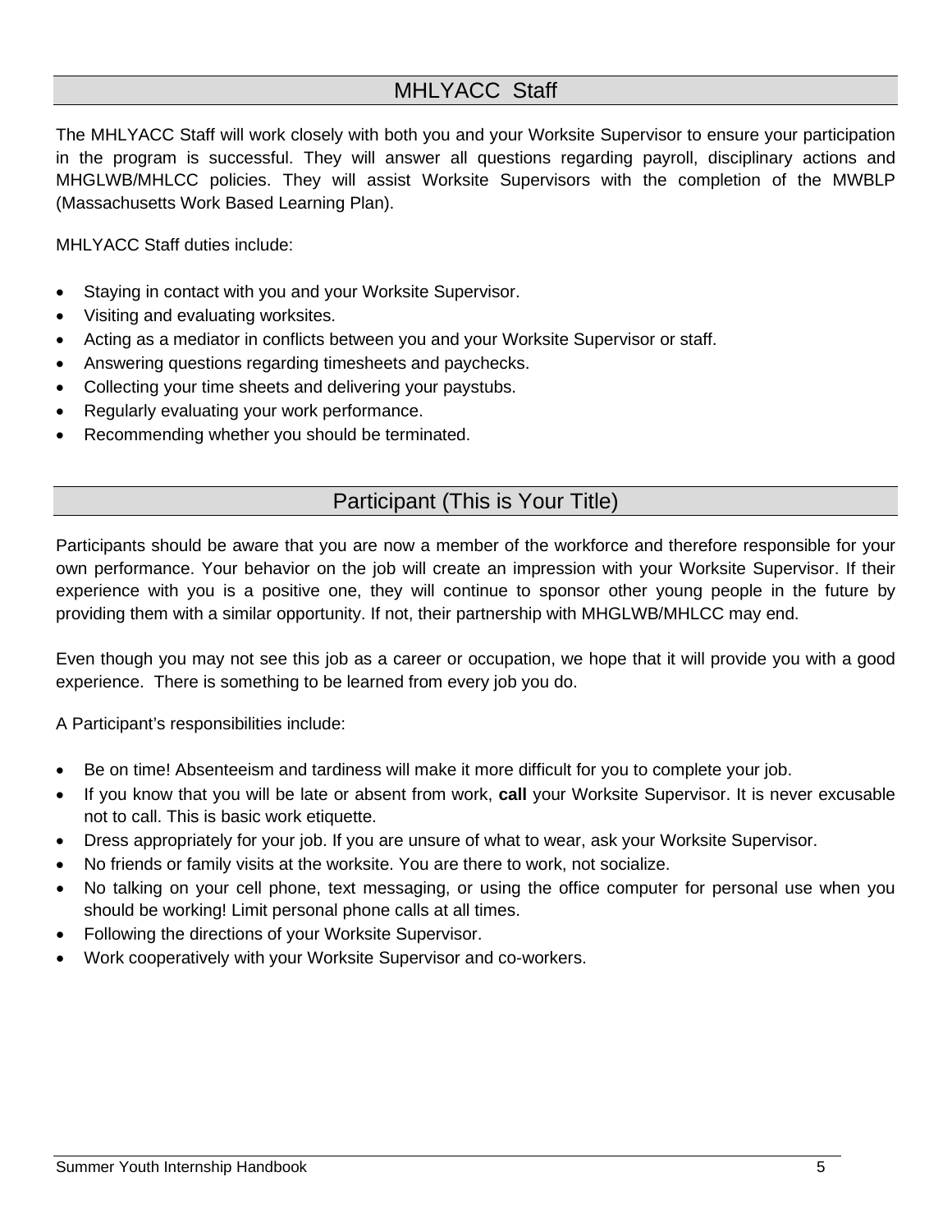## MHLYACC Staff

The MHLYACC Staff will work closely with both you and your Worksite Supervisor to ensure your participation in the program is successful. They will answer all questions regarding payroll, disciplinary actions and MHGLWB/MHLCC policies. They will assist Worksite Supervisors with the completion of the MWBLP (Massachusetts Work Based Learning Plan).

MHLYACC Staff duties include:

- Staying in contact with you and your Worksite Supervisor.
- Visiting and evaluating worksites.
- Acting as a mediator in conflicts between you and your Worksite Supervisor or staff.
- Answering questions regarding timesheets and paychecks.
- Collecting your time sheets and delivering your paystubs.
- Regularly evaluating your work performance.
- Recommending whether you should be terminated.

## Participant (This is Your Title)

Participants should be aware that you are now a member of the workforce and therefore responsible for your own performance. Your behavior on the job will create an impression with your Worksite Supervisor. If their experience with you is a positive one, they will continue to sponsor other young people in the future by providing them with a similar opportunity. If not, their partnership with MHGLWB/MHLCC may end.

Even though you may not see this job as a career or occupation, we hope that it will provide you with a good experience. There is something to be learned from every job you do.

A Participant's responsibilities include:

- Be on time! Absenteeism and tardiness will make it more difficult for you to complete your job.
- If you know that you will be late or absent from work, **call** your Worksite Supervisor. It is never excusable not to call. This is basic work etiquette.
- Dress appropriately for your job. If you are unsure of what to wear, ask your Worksite Supervisor.
- No friends or family visits at the worksite. You are there to work, not socialize.
- No talking on your cell phone, text messaging, or using the office computer for personal use when you should be working! Limit personal phone calls at all times.
- Following the directions of your Worksite Supervisor.
- Work cooperatively with your Worksite Supervisor and co-workers.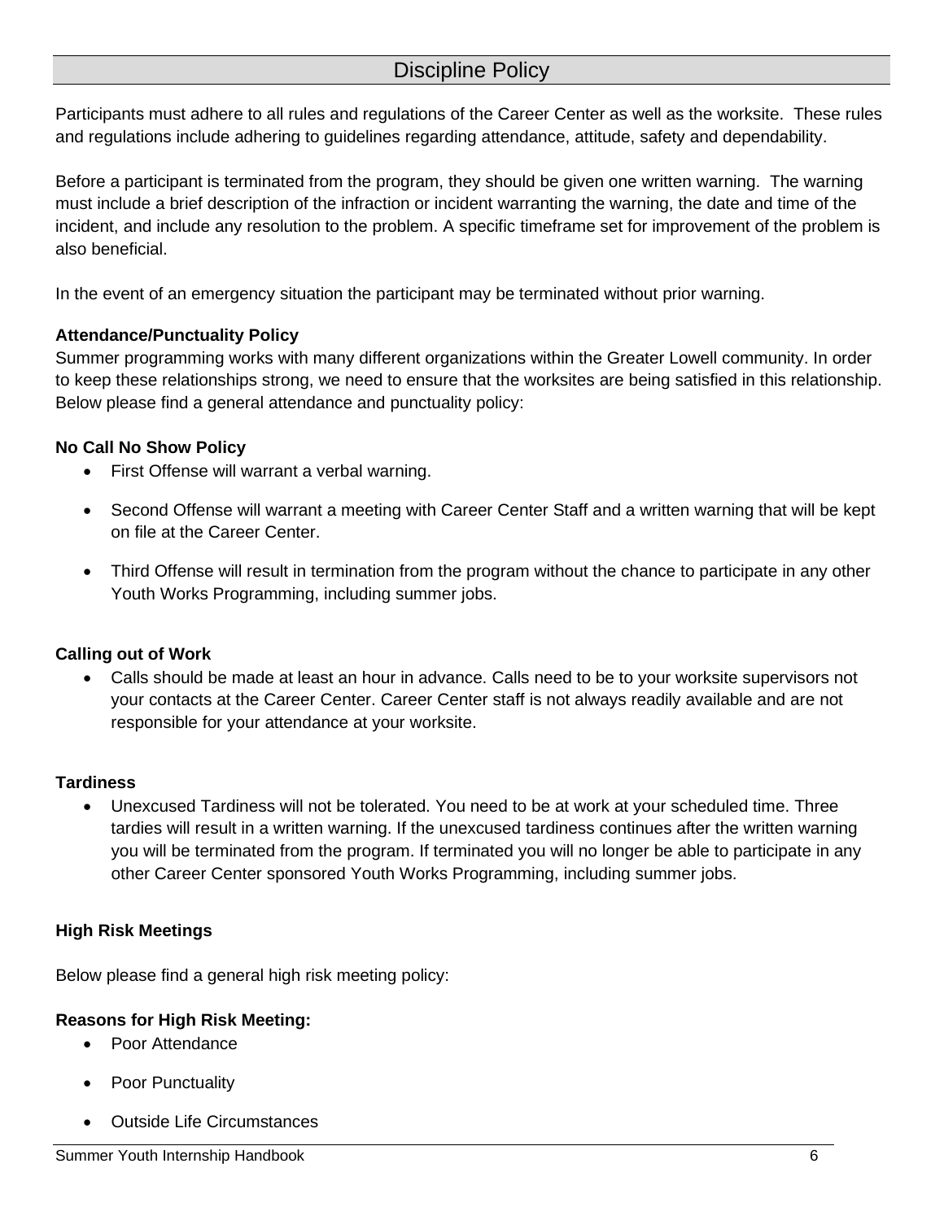## Discipline Policy

Participants must adhere to all rules and regulations of the Career Center as well as the worksite. These rules and regulations include adhering to guidelines regarding attendance, attitude, safety and dependability.

Before a participant is terminated from the program, they should be given one written warning. The warning must include a brief description of the infraction or incident warranting the warning, the date and time of the incident, and include any resolution to the problem. A specific timeframe set for improvement of the problem is also beneficial.

In the event of an emergency situation the participant may be terminated without prior warning.

**Attendance/Punctuality Policy**

Summer programming works with many different organizations within the Greater Lowell community. In order to keep these relationships strong, we need to ensure that the worksites are being satisfied in this relationship. Below please find a general attendance and punctuality policy:

**No Call No Show Policy**

- First Offense will warrant a verbal warning.
- Second Offense will warrant a meeting with Career Center Staff and a written warning that will be kept on file at the Career Center.
- Third Offense will result in termination from the program without the chance to participate in any other Youth Works Programming, including summer jobs.

**Calling out of Work**

- Calls should be made at least an hour in advance. Calls need to be to your worksite supervisors not your contacts at the Career Center. Career Center staff is not always readily available and are not responsible for your attendance at your worksite.

**Tardiness**

- Unexcused Tardiness will not be tolerated. You need to be at work at your scheduled time. Three tardies will result in a written warning. If the unexcused tardiness continues after the written warning you will be terminated from the program. If terminated you will no longer be able to participate in any other Career Center sponsored Youth Works Programming, including summer jobs.

**High Risk Meetings**

Below please find a general high risk meeting policy:

**Reasons for High Risk Meeting:**

- Poor Attendance
- Poor Punctuality
- Outside Life Circumstances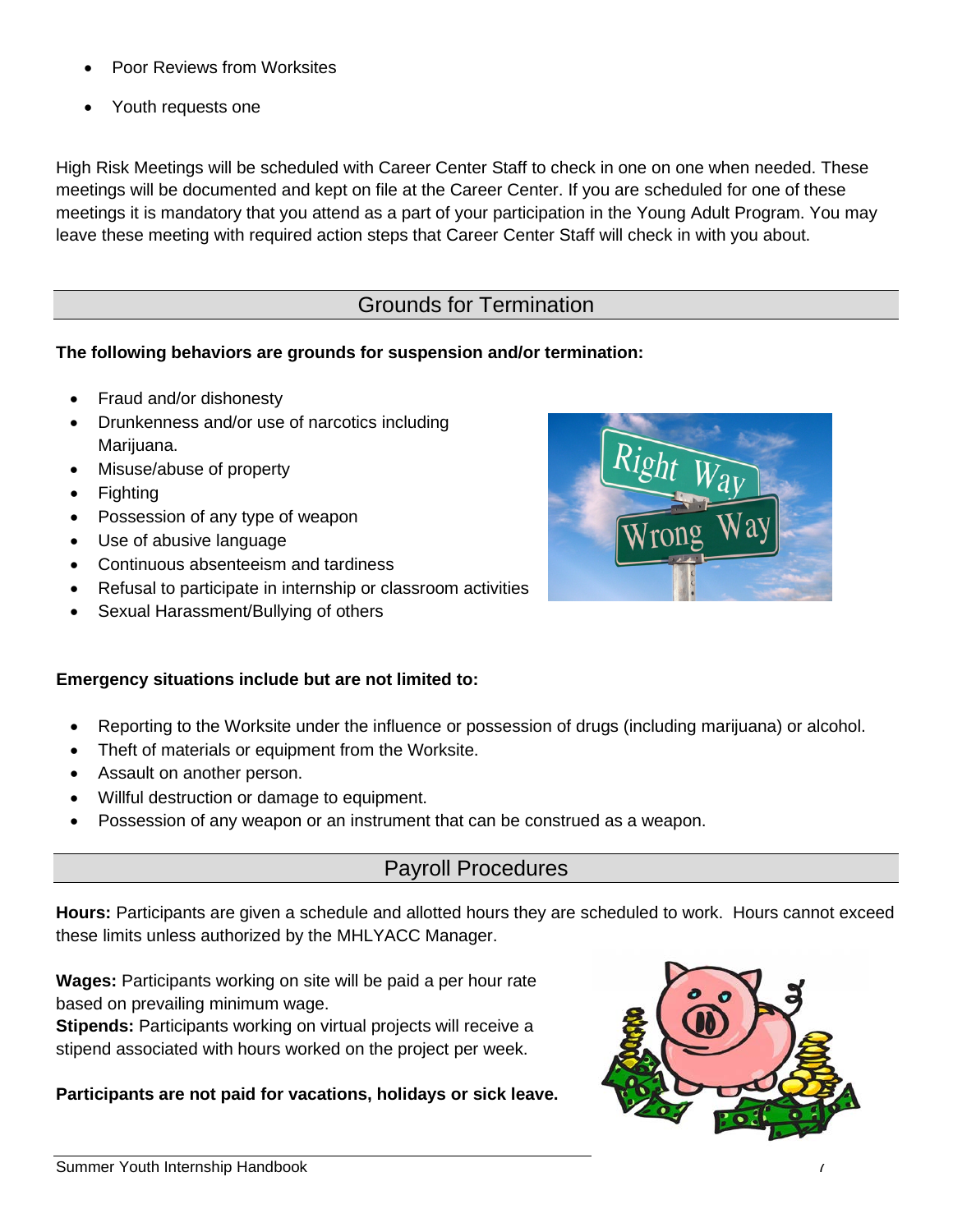- Poor Reviews from Worksites
- Youth requests one

High Risk Meetings will be scheduled with Career Center Staff to check in one on one when needed. These meetings will be documented and kept on file at the Career Center. If you are scheduled for one of these meetings it is mandatory that you attend as a part of your participation in the Young Adult Program. You may leave these meeting with required action steps that Career Center Staff will check in with you about.

## Grounds for Termination

**The following behaviors are grounds for suspension and/or termination:**

- Fraud and/or dishonesty
- Drunkenness and/or use of narcotics including Marijuana.
- Misuse/abuse of property
- Fighting
- Possession of any type of weapon
- Use of abusive language
- Continuous absenteeism and tardiness
- Refusal to participate in internship or classroom activities
- Sexual Harassment/Bullying of others

**Emergency situations include but are not limited to:**

- Reporting to the Worksite under the influence or possession of drugs (including marijuana) or alcohol.
- Theft of materials or equipment from the Worksite.
- Assault on another person.
- Willful destruction or damage to equipment.
- Possession of any weapon or an instrument that can be construed as a weapon.

## Payroll Procedures

**Hours:** Participants are given a schedule and allotted hours they are scheduled to work. Hours cannot exceed these limits unless authorized by the MHLYACC Manager.

**Wages:** Participants working on site will be paid a per hour rate based on prevailing minimum wage.

**Stipends:** Participants working on virtual projects will receive a stipend associated with hours worked on the project per week.

**Participants are not paid for vacations, holidays or sick leave.**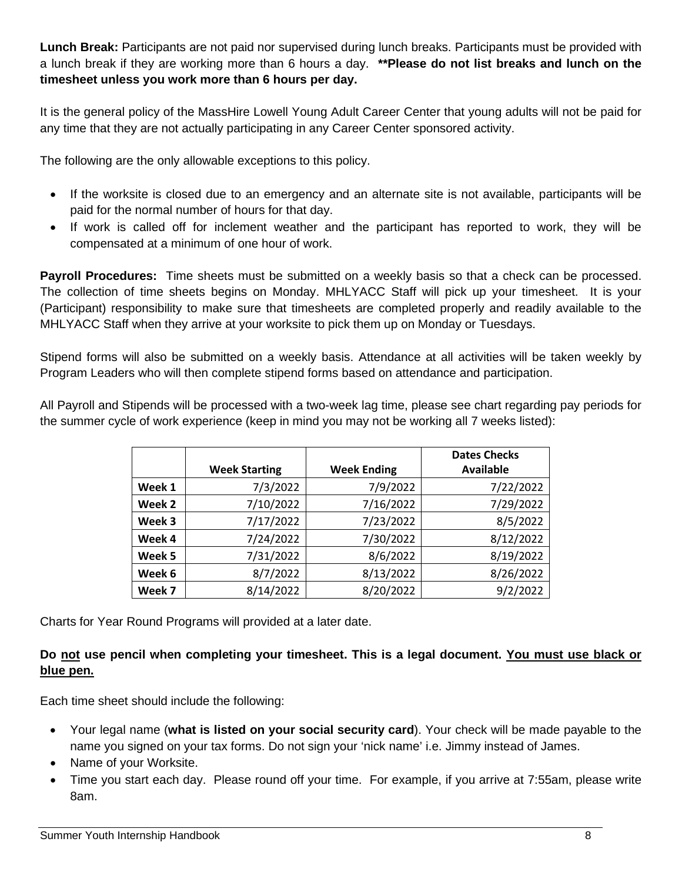**Lunch Break:** Participants are not paid nor supervised during lunch breaks. Participants must be provided with a lunch break if they are working more than 6 hours a day. **\*\*Please do not list breaks and lunch on the timesheet unless you work more than 6 hours per day.**

It is the general policy of the MassHire Lowell Young Adult Career Center that young adults will not be paid for any time that they are not actually participating in any Career Center sponsored activity.

The following are the only allowable exceptions to this policy.

- If the worksite is closed due to an emergency and an alternate site is not available, participants will be paid for the normal number of hours for that day.
- If work is called off for inclement weather and the participant has reported to work, they will be compensated at a minimum of one hour of work.

**Payroll Procedures:** Time sheets must be submitted on a weekly basis so that a check can be processed. The collection of time sheets begins on Monday. MHLYACC Staff will pick up your timesheet. It is your (Participant) responsibility to make sure that timesheets are completed properly and readily available to the MHLYACC Staff when they arrive at your worksite to pick them up on Monday or Tuesdays.

Stipend forms will also be submitted on a weekly basis. Attendance at all activities will be taken weekly by Program Leaders who will then complete stipend forms based on attendance and participation.

All Payroll and Stipends will be processed with a two-week lag time, please see chart regarding pay periods for the summer cycle of work experience (keep in mind you may not be working all 7 weeks listed):

| | Week Starting | Week Ending | Dates Checks Available |
|---|---|---|---|
| **Week 1** | 7/3/2022 | 7/9/2022 | 7/22/2022 |
| **Week 2** | 7/10/2022 | 7/16/2022 | 7/29/2022 |
| **Week 3** | 7/17/2022 | 7/23/2022 | 8/5/2022 |
| **Week 4** | 7/24/2022 | 7/30/2022 | 8/12/2022 |
| **Week 5** | 7/31/2022 | 8/6/2022 | 8/19/2022 |
| **Week 6** | 8/7/2022 | 8/13/2022 | 8/26/2022 |
| **Week 7** | 8/14/2022 | 8/20/2022 | 9/2/2022 |

Charts for Year Round Programs will provided at a later date.

**Do <u>not</u> use pencil when completing your timesheet. This is a legal document. <u>You must use black or blue pen.</u>**

Each time sheet should include the following:

- Your legal name (**what is listed on your social security card**). Your check will be made payable to the name you signed on your tax forms. Do not sign your 'nick name' i.e. Jimmy instead of James.
- Name of your Worksite.
- Time you start each day. Please round off your time. For example, if you arrive at 7:55am, please write 8am.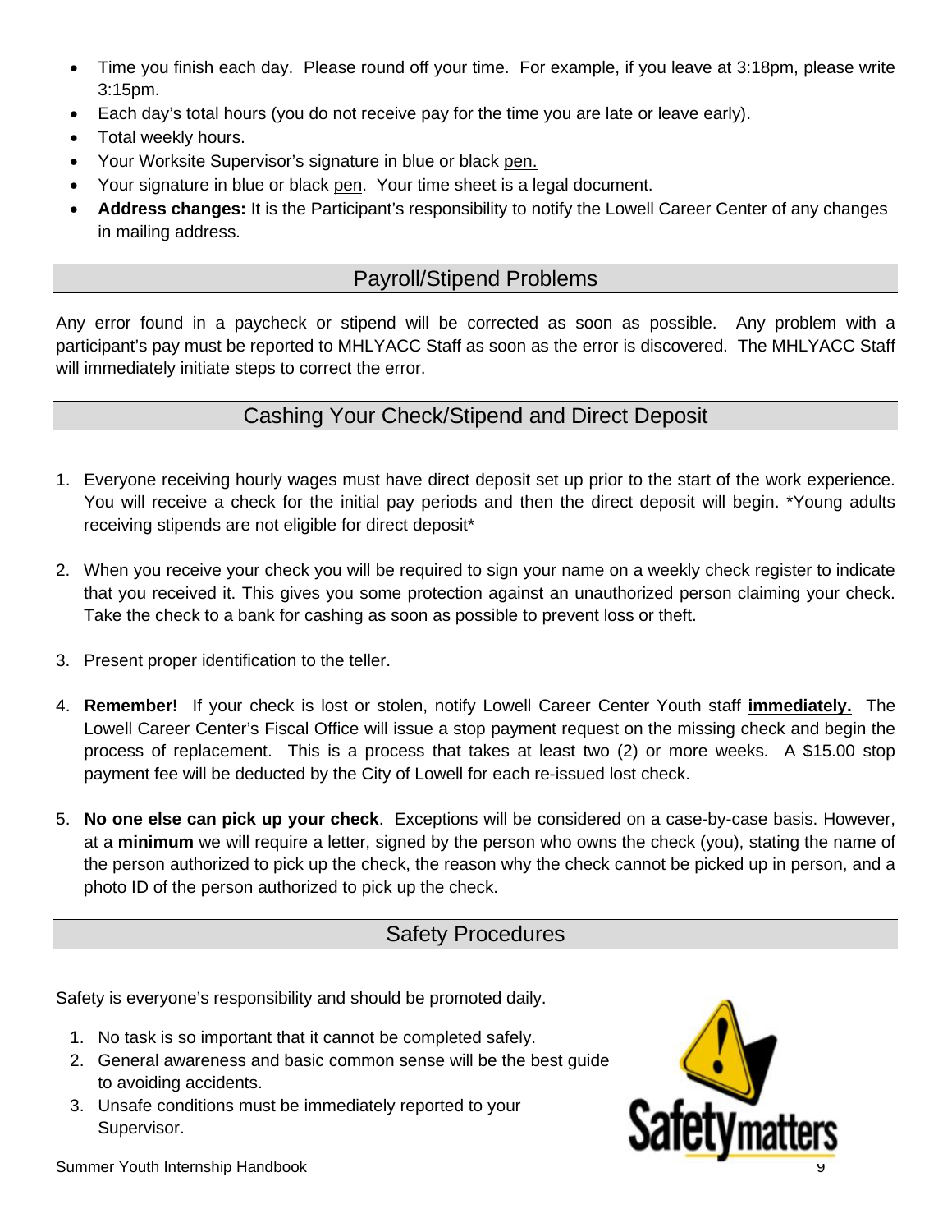- Time you finish each day. Please round off your time. For example, if you leave at 3:18pm, please write 3:15pm.
- Each day's total hours (you do not receive pay for the time you are late or leave early).
- Total weekly hours.
- Your Worksite Supervisor's signature in blue or black pen.
- Your signature in blue or black pen. Your time sheet is a legal document.
- **Address changes:** It is the Participant's responsibility to notify the Lowell Career Center of any changes in mailing address.

## Payroll/Stipend Problems

Any error found in a paycheck or stipend will be corrected as soon as possible. Any problem with a participant's pay must be reported to MHLYACC Staff as soon as the error is discovered. The MHLYACC Staff will immediately initiate steps to correct the error.

## Cashing Your Check/Stipend and Direct Deposit

1. Everyone receiving hourly wages must have direct deposit set up prior to the start of the work experience. You will receive a check for the initial pay periods and then the direct deposit will begin. *Young adults receiving stipends are not eligible for direct deposit*

2. When you receive your check you will be required to sign your name on a weekly check register to indicate that you received it. This gives you some protection against an unauthorized person claiming your check. Take the check to a bank for cashing as soon as possible to prevent loss or theft.

3. Present proper identification to the teller.

4. **Remember!** If your check is lost or stolen, notify Lowell Career Center Youth staff **immediately.** The Lowell Career Center's Fiscal Office will issue a stop payment request on the missing check and begin the process of replacement. This is a process that takes at least two (2) or more weeks. A $15.00 stop payment fee will be deducted by the City of Lowell for each re-issued lost check.

5. **No one else can pick up your check**. Exceptions will be considered on a case-by-case basis. However, at a **minimum** we will require a letter, signed by the person who owns the check (you), stating the name of the person authorized to pick up the check, the reason why the check cannot be picked up in person, and a photo ID of the person authorized to pick up the check.

## Safety Procedures

Safety is everyone's responsibility and should be promoted daily.

1. No task is so important that it cannot be completed safely.
2. General awareness and basic common sense will be the best guide to avoiding accidents.
3. Unsafe conditions must be immediately reported to your Supervisor.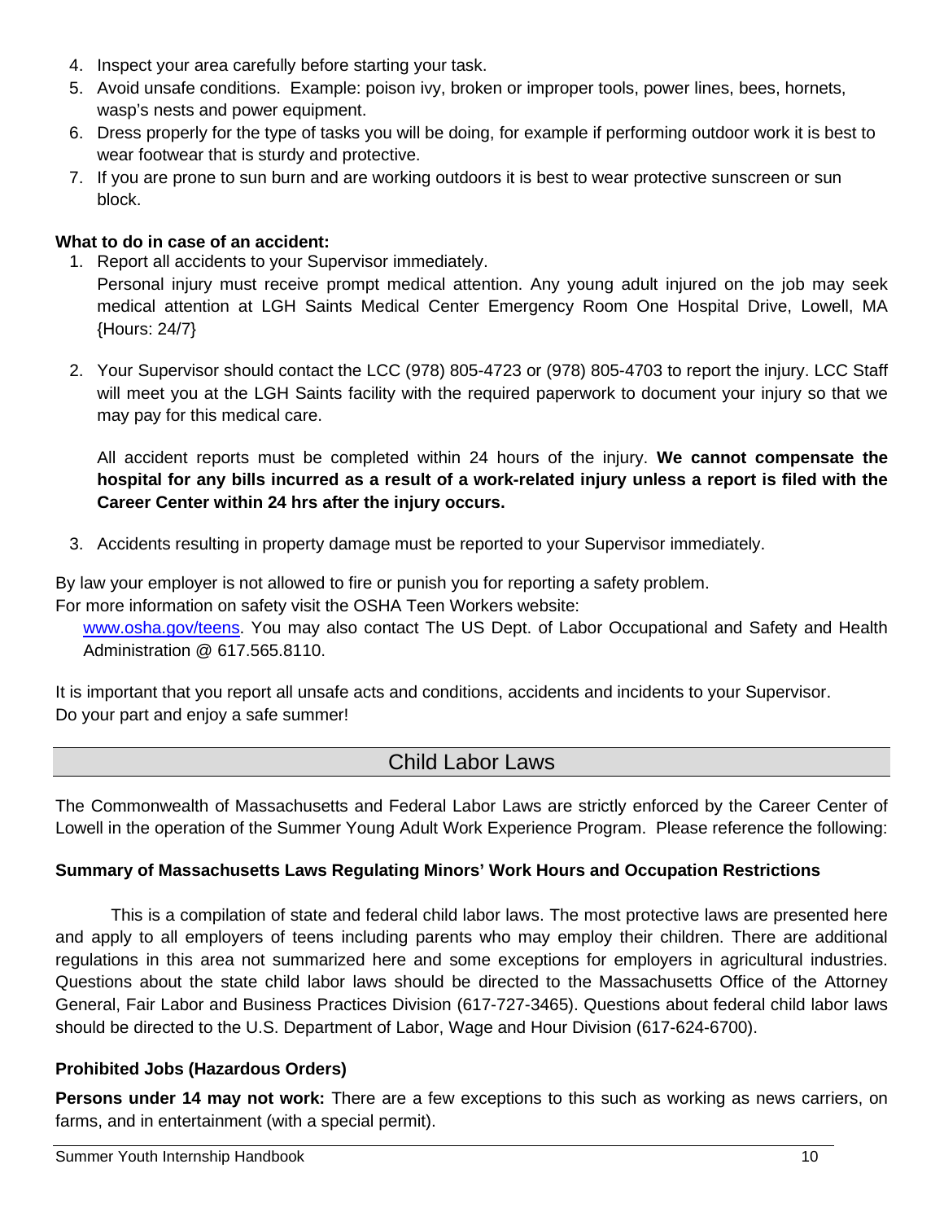4. Inspect your area carefully before starting your task.
5. Avoid unsafe conditions. Example: poison ivy, broken or improper tools, power lines, bees, hornets, wasp's nests and power equipment.
6. Dress properly for the type of tasks you will be doing, for example if performing outdoor work it is best to wear footwear that is sturdy and protective.
7. If you are prone to sun burn and are working outdoors it is best to wear protective sunscreen or sun block.

**What to do in case of an accident:**

1. Report all accidents to your Supervisor immediately.
   Personal injury must receive prompt medical attention. Any young adult injured on the job may seek medical attention at LGH Saints Medical Center Emergency Room One Hospital Drive, Lowell, MA {Hours: 24/7}

2. Your Supervisor should contact the LCC (978) 805-4723 or (978) 805-4703 to report the injury. LCC Staff will meet you at the LGH Saints facility with the required paperwork to document your injury so that we may pay for this medical care.

   All accident reports must be completed within 24 hours of the injury. **We cannot compensate the hospital for any bills incurred as a result of a work-related injury unless a report is filed with the Career Center within 24 hrs after the injury occurs.**

3. Accidents resulting in property damage must be reported to your Supervisor immediately.

By law your employer is not allowed to fire or punish you for reporting a safety problem.
For more information on safety visit the OSHA Teen Workers website:
[www.osha.gov/teens](http://www.osha.gov/teens). You may also contact The US Dept. of Labor Occupational and Safety and Health Administration @ 617.565.8110.

It is important that you report all unsafe acts and conditions, accidents and incidents to your Supervisor.
Do your part and enjoy a safe summer!

## Child Labor Laws

The Commonwealth of Massachusetts and Federal Labor Laws are strictly enforced by the Career Center of Lowell in the operation of the Summer Young Adult Work Experience Program. Please reference the following:

**Summary of Massachusetts Laws Regulating Minors' Work Hours and Occupation Restrictions**

This is a compilation of state and federal child labor laws. The most protective laws are presented here and apply to all employers of teens including parents who may employ their children. There are additional regulations in this area not summarized here and some exceptions for employers in agricultural industries. Questions about the state child labor laws should be directed to the Massachusetts Office of the Attorney General, Fair Labor and Business Practices Division (617-727-3465). Questions about federal child labor laws should be directed to the U.S. Department of Labor, Wage and Hour Division (617-624-6700).

**Prohibited Jobs (Hazardous Orders)**

**Persons under 14 may not work:** There are a few exceptions to this such as working as news carriers, on farms, and in entertainment (with a special permit).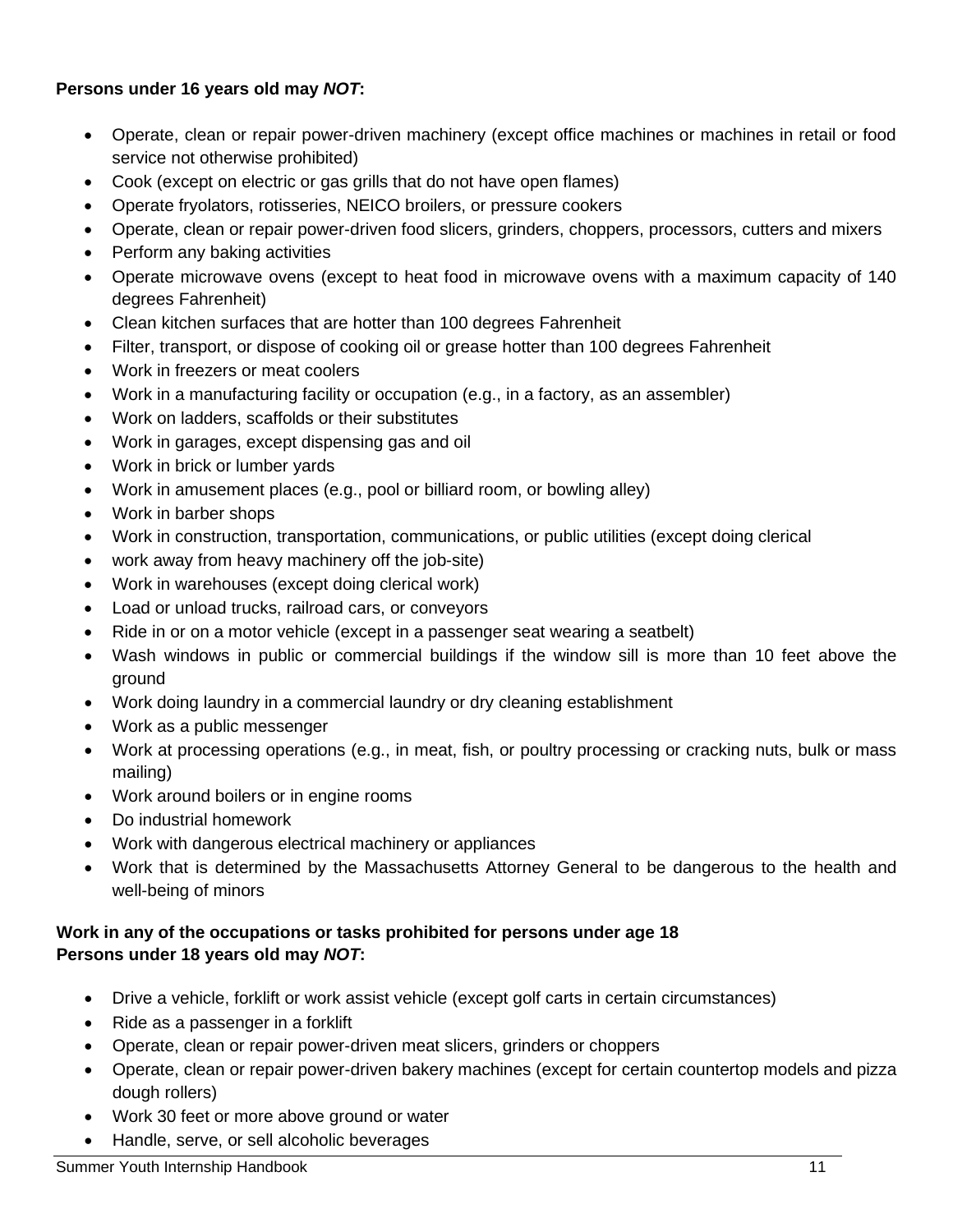**Persons under 16 years old may *NOT*:**

- Operate, clean or repair power-driven machinery (except office machines or machines in retail or food service not otherwise prohibited)
- Cook (except on electric or gas grills that do not have open flames)
- Operate fryolators, rotisseries, NEICO broilers, or pressure cookers
- Operate, clean or repair power-driven food slicers, grinders, choppers, processors, cutters and mixers
- Perform any baking activities
- Operate microwave ovens (except to heat food in microwave ovens with a maximum capacity of 140 degrees Fahrenheit)
- Clean kitchen surfaces that are hotter than 100 degrees Fahrenheit
- Filter, transport, or dispose of cooking oil or grease hotter than 100 degrees Fahrenheit
- Work in freezers or meat coolers
- Work in a manufacturing facility or occupation (e.g., in a factory, as an assembler)
- Work on ladders, scaffolds or their substitutes
- Work in garages, except dispensing gas and oil
- Work in brick or lumber yards
- Work in amusement places (e.g., pool or billiard room, or bowling alley)
- Work in barber shops
- Work in construction, transportation, communications, or public utilities (except doing clerical
- work away from heavy machinery off the job-site)
- Work in warehouses (except doing clerical work)
- Load or unload trucks, railroad cars, or conveyors
- Ride in or on a motor vehicle (except in a passenger seat wearing a seatbelt)
- Wash windows in public or commercial buildings if the window sill is more than 10 feet above the ground
- Work doing laundry in a commercial laundry or dry cleaning establishment
- Work as a public messenger
- Work at processing operations (e.g., in meat, fish, or poultry processing or cracking nuts, bulk or mass mailing)
- Work around boilers or in engine rooms
- Do industrial homework
- Work with dangerous electrical machinery or appliances
- Work that is determined by the Massachusetts Attorney General to be dangerous to the health and well-being of minors

**Work in any of the occupations or tasks prohibited for persons under age 18**
**Persons under 18 years old may *NOT*:**

- Drive a vehicle, forklift or work assist vehicle (except golf carts in certain circumstances)
- Ride as a passenger in a forklift
- Operate, clean or repair power-driven meat slicers, grinders or choppers
- Operate, clean or repair power-driven bakery machines (except for certain countertop models and pizza dough rollers)
- Work 30 feet or more above ground or water
- Handle, serve, or sell alcoholic beverages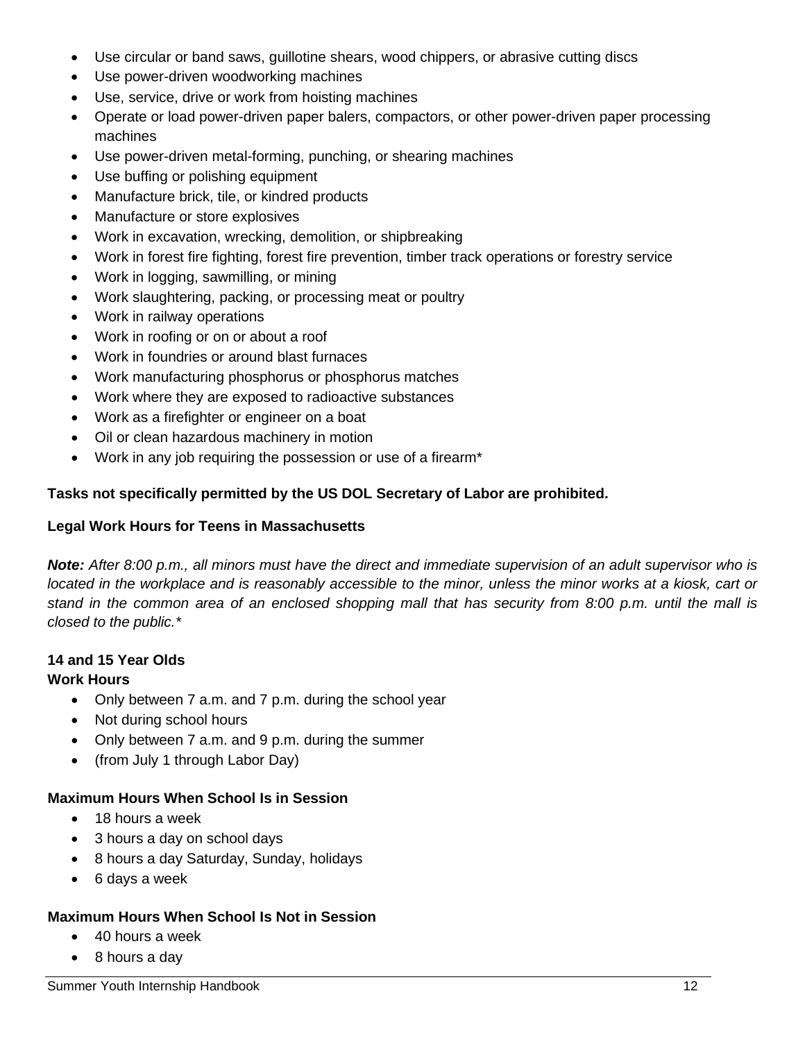- Use circular or band saws, guillotine shears, wood chippers, or abrasive cutting discs
- Use power-driven woodworking machines
- Use, service, drive or work from hoisting machines
- Operate or load power-driven paper balers, compactors, or other power-driven paper processing machines
- Use power-driven metal-forming, punching, or shearing machines
- Use buffing or polishing equipment
- Manufacture brick, tile, or kindred products
- Manufacture or store explosives
- Work in excavation, wrecking, demolition, or shipbreaking
- Work in forest fire fighting, forest fire prevention, timber track operations or forestry service
- Work in logging, sawmilling, or mining
- Work slaughtering, packing, or processing meat or poultry
- Work in railway operations
- Work in roofing or on or about a roof
- Work in foundries or around blast furnaces
- Work manufacturing phosphorus or phosphorus matches
- Work where they are exposed to radioactive substances
- Work as a firefighter or engineer on a boat
- Oil or clean hazardous machinery in motion
- Work in any job requiring the possession or use of a firearm*

**Tasks not specifically permitted by the US DOL Secretary of Labor are prohibited.**

**Legal Work Hours for Teens in Massachusetts**

***Note:*** *After 8:00 p.m., all minors must have the direct and immediate supervision of an adult supervisor who is located in the workplace and is reasonably accessible to the minor, unless the minor works at a kiosk, cart or stand in the common area of an enclosed shopping mall that has security from 8:00 p.m. until the mall is closed to the public.**

**14 and 15 Year Olds**
**Work Hours**

- Only between 7 a.m. and 7 p.m. during the school year
- Not during school hours
- Only between 7 a.m. and 9 p.m. during the summer
- (from July 1 through Labor Day)

**Maximum Hours When School Is in Session**

- 18 hours a week
- 3 hours a day on school days
- 8 hours a day Saturday, Sunday, holidays
- 6 days a week

**Maximum Hours When School Is Not in Session**

- 40 hours a week
- 8 hours a day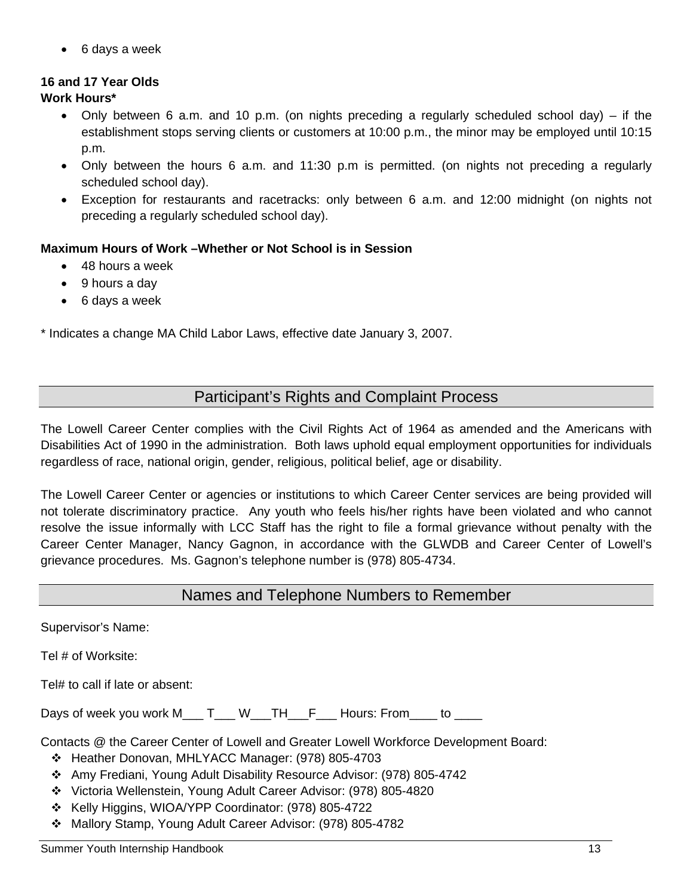- 6 days a week

**16 and 17 Year Olds**
**Work Hours***

- Only between 6 a.m. and 10 p.m. (on nights preceding a regularly scheduled school day) – if the establishment stops serving clients or customers at 10:00 p.m., the minor may be employed until 10:15 p.m.
- Only between the hours 6 a.m. and 11:30 p.m is permitted. (on nights not preceding a regularly scheduled school day).
- Exception for restaurants and racetracks: only between 6 a.m. and 12:00 midnight (on nights not preceding a regularly scheduled school day).

**Maximum Hours of Work –Whether or Not School is in Session**

- 48 hours a week
- 9 hours a day
- 6 days a week

* Indicates a change MA Child Labor Laws, effective date January 3, 2007.

## Participant's Rights and Complaint Process

The Lowell Career Center complies with the Civil Rights Act of 1964 as amended and the Americans with Disabilities Act of 1990 in the administration. Both laws uphold equal employment opportunities for individuals regardless of race, national origin, gender, religious, political belief, age or disability.

The Lowell Career Center or agencies or institutions to which Career Center services are being provided will not tolerate discriminatory practice. Any youth who feels his/her rights have been violated and who cannot resolve the issue informally with LCC Staff has the right to file a formal grievance without penalty with the Career Center Manager, Nancy Gagnon, in accordance with the GLWDB and Career Center of Lowell's grievance procedures. Ms. Gagnon's telephone number is (978) 805-4734.

## Names and Telephone Numbers to Remember

Supervisor's Name:

Tel # of Worksite:

Tel# to call if late or absent:

Days of week you work M___ T___ W___TH___F___ Hours: From____ to ____

Contacts @ the Career Center of Lowell and Greater Lowell Workforce Development Board:

- Heather Donovan, MHLYACC Manager: (978) 805-4703
- Amy Frediani, Young Adult Disability Resource Advisor: (978) 805-4742
- Victoria Wellenstein, Young Adult Career Advisor: (978) 805-4820
- Kelly Higgins, WIOA/YPP Coordinator: (978) 805-4722
- Mallory Stamp, Young Adult Career Advisor: (978) 805-4782